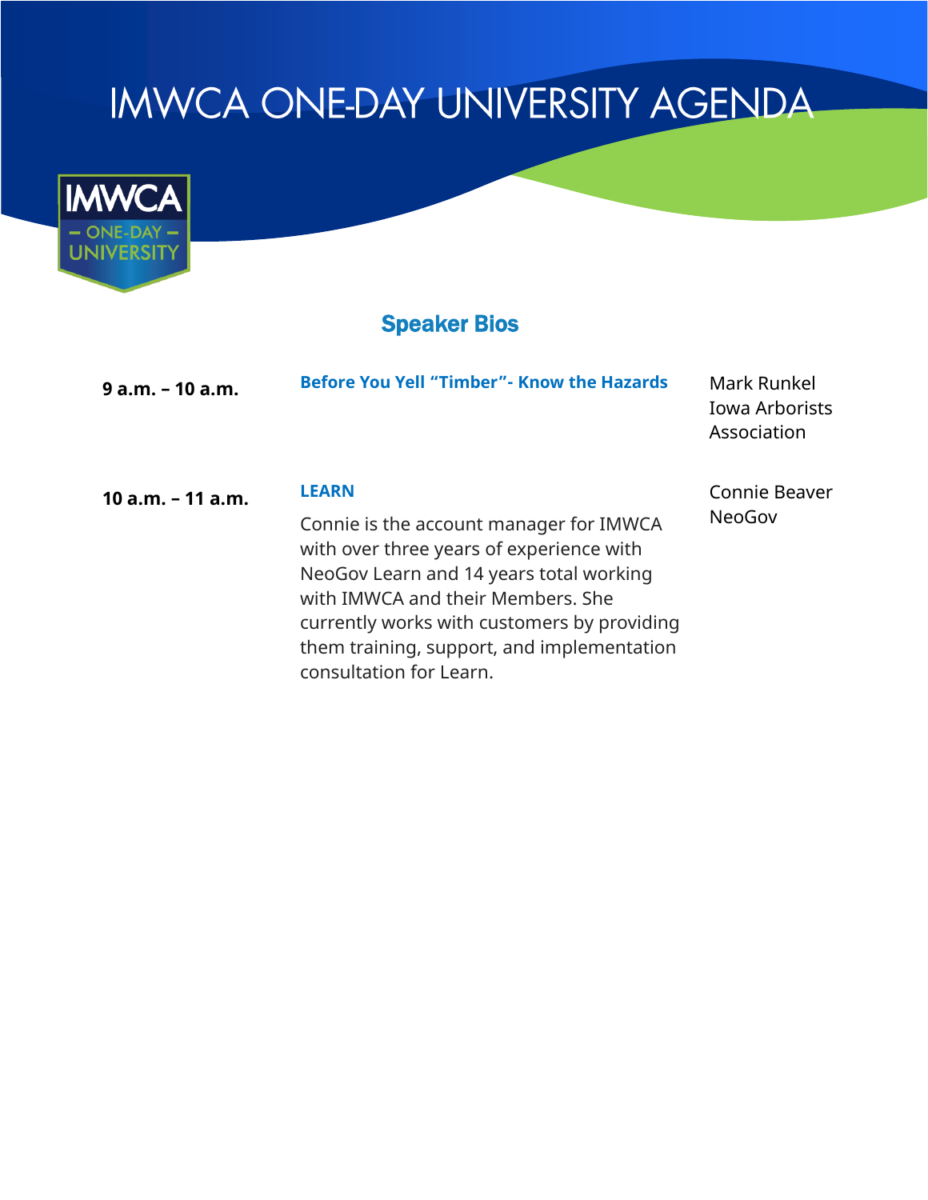# IMWCA ONE-DAY UNIVERSITY AGENDA

IMWCA
– ONE-DAY –
UNIVERSITY

## Speaker Bios

| | | |
|---|---|---|
| **9 a.m. – 10 a.m.** | **Before You Yell "Timber"- Know the Hazards** | Mark Runkel<br>Iowa Arborists Association |
| **10 a.m. – 11 a.m.** | **LEARN**<br><br>Connie is the account manager for IMWCA with over three years of experience with NeoGov Learn and 14 years total working with IMWCA and their Members. She currently works with customers by providing them training, support, and implementation consultation for Learn. | Connie Beaver<br>NeoGov |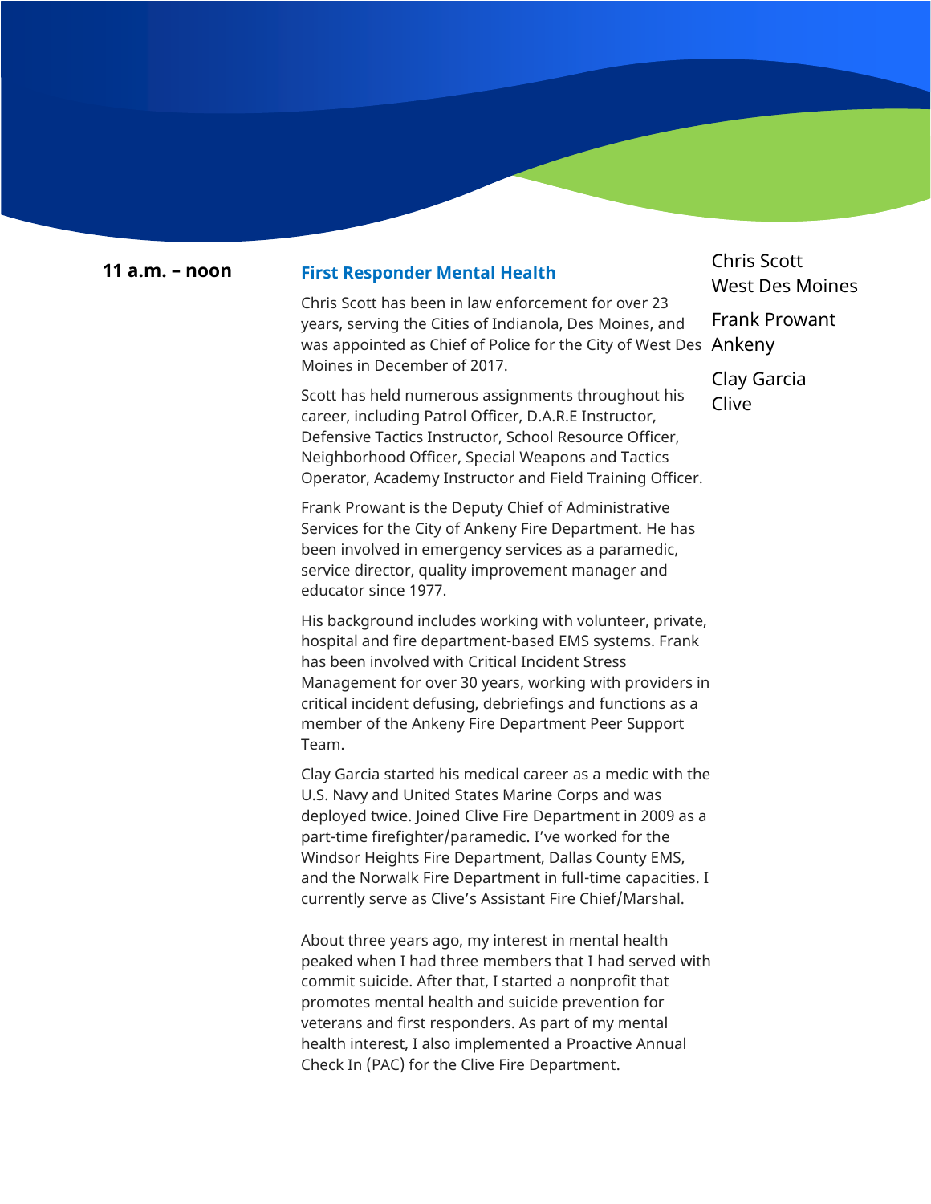**11 a.m. – noon**

### First Responder Mental Health

Chris Scott
West Des Moines

Frank Prowant
Ankeny

Clay Garcia
Clive

Chris Scott has been in law enforcement for over 23 years, serving the Cities of Indianola, Des Moines, and was appointed as Chief of Police for the City of West Des Moines in December of 2017.

Scott has held numerous assignments throughout his career, including Patrol Officer, D.A.R.E Instructor, Defensive Tactics Instructor, School Resource Officer, Neighborhood Officer, Special Weapons and Tactics Operator, Academy Instructor and Field Training Officer.

Frank Prowant is the Deputy Chief of Administrative Services for the City of Ankeny Fire Department. He has been involved in emergency services as a paramedic, service director, quality improvement manager and educator since 1977.

His background includes working with volunteer, private, hospital and fire department-based EMS systems. Frank has been involved with Critical Incident Stress Management for over 30 years, working with providers in critical incident defusing, debriefings and functions as a member of the Ankeny Fire Department Peer Support Team.

Clay Garcia started his medical career as a medic with the U.S. Navy and United States Marine Corps and was deployed twice. Joined Clive Fire Department in 2009 as a part-time firefighter/paramedic. I've worked for the Windsor Heights Fire Department, Dallas County EMS, and the Norwalk Fire Department in full-time capacities. I currently serve as Clive's Assistant Fire Chief/Marshal.

About three years ago, my interest in mental health peaked when I had three members that I had served with commit suicide. After that, I started a nonprofit that promotes mental health and suicide prevention for veterans and first responders. As part of my mental health interest, I also implemented a Proactive Annual Check In (PAC) for the Clive Fire Department.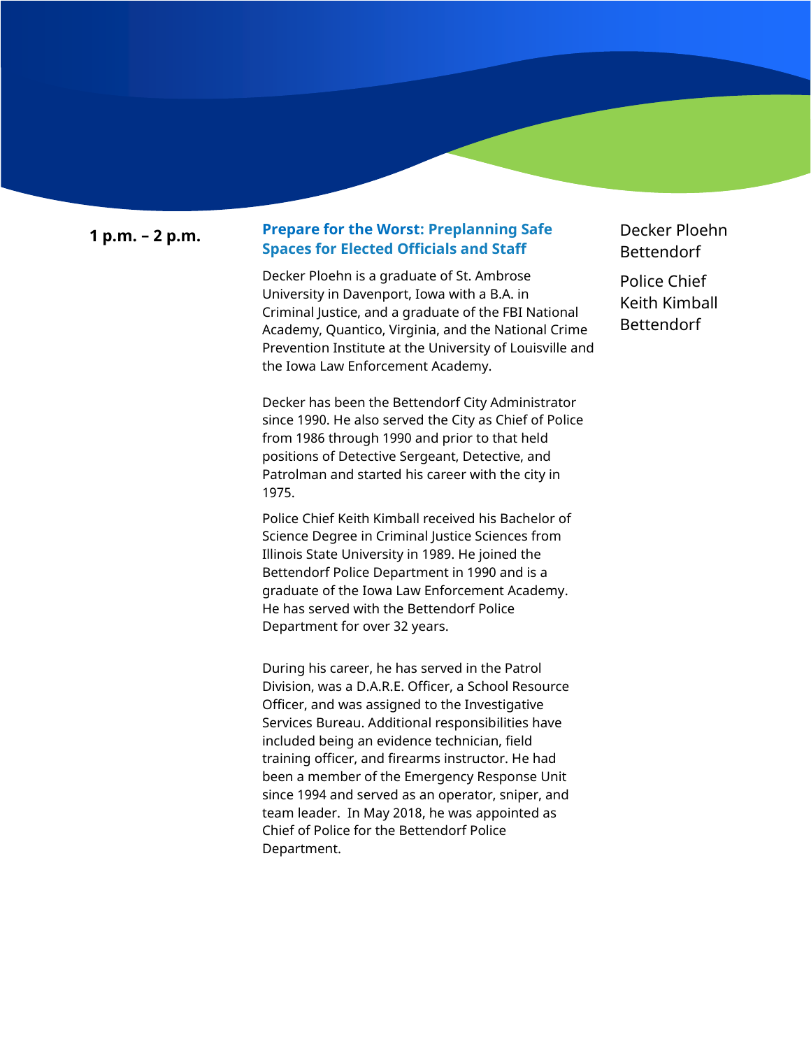**1 p.m. – 2 p.m.**

### Prepare for the Worst: Preplanning Safe Spaces for Elected Officials and Staff

Decker Ploehn
Bettendorf

Police Chief
Keith Kimball
Bettendorf

Decker Ploehn is a graduate of St. Ambrose University in Davenport, Iowa with a B.A. in Criminal Justice, and a graduate of the FBI National Academy, Quantico, Virginia, and the National Crime Prevention Institute at the University of Louisville and the Iowa Law Enforcement Academy.

Decker has been the Bettendorf City Administrator since 1990. He also served the City as Chief of Police from 1986 through 1990 and prior to that held positions of Detective Sergeant, Detective, and Patrolman and started his career with the city in 1975.

Police Chief Keith Kimball received his Bachelor of Science Degree in Criminal Justice Sciences from Illinois State University in 1989. He joined the Bettendorf Police Department in 1990 and is a graduate of the Iowa Law Enforcement Academy. He has served with the Bettendorf Police Department for over 32 years.

During his career, he has served in the Patrol Division, was a D.A.R.E. Officer, a School Resource Officer, and was assigned to the Investigative Services Bureau. Additional responsibilities have included being an evidence technician, field training officer, and firearms instructor. He had been a member of the Emergency Response Unit since 1994 and served as an operator, sniper, and team leader. In May 2018, he was appointed as Chief of Police for the Bettendorf Police Department.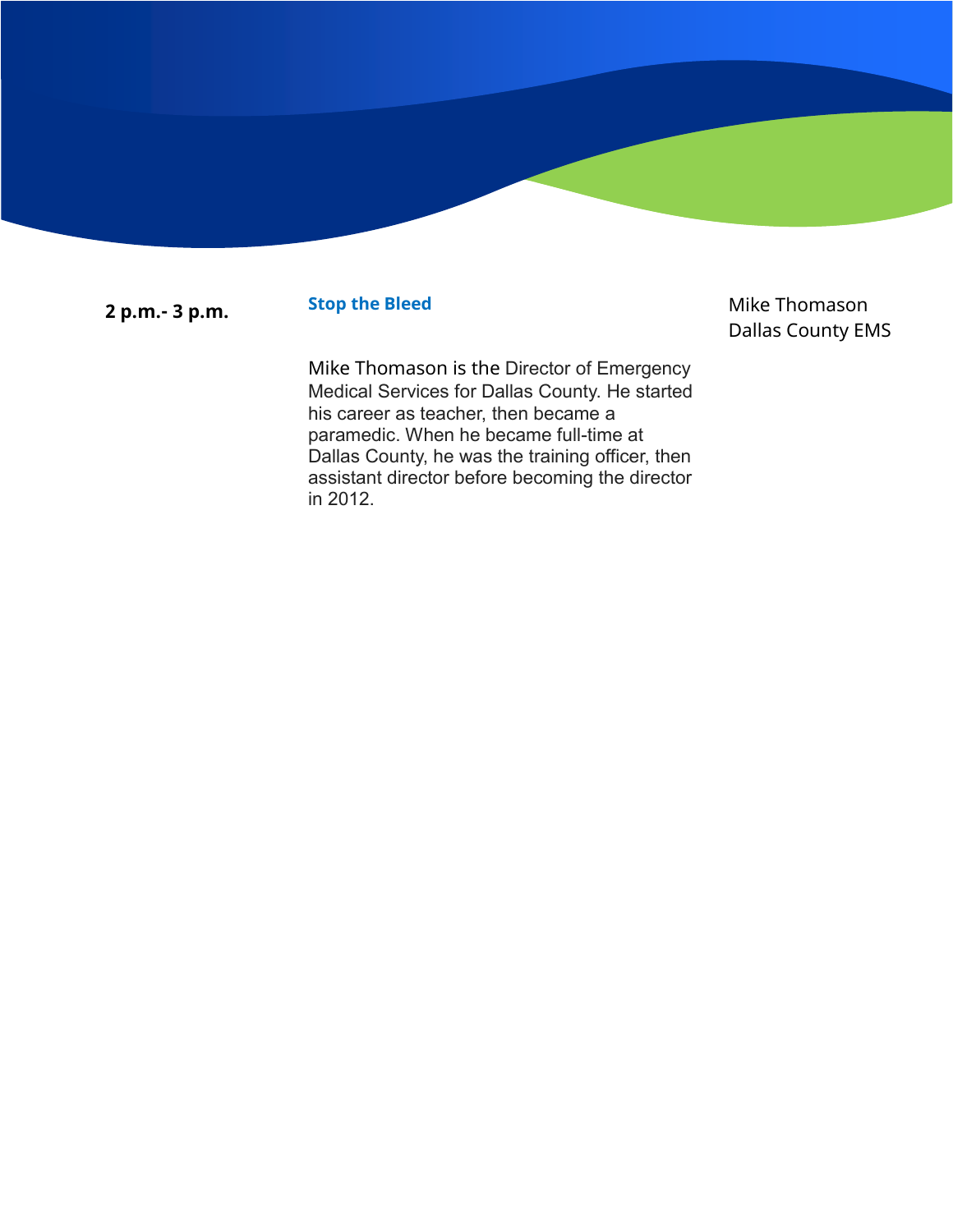**2 p.m.- 3 p.m.**

**Stop the Bleed**

Mike Thomason
Dallas County EMS

Mike Thomason is the Director of Emergency Medical Services for Dallas County. He started his career as teacher, then became a paramedic. When he became full-time at Dallas County, he was the training officer, then assistant director before becoming the director in 2012.